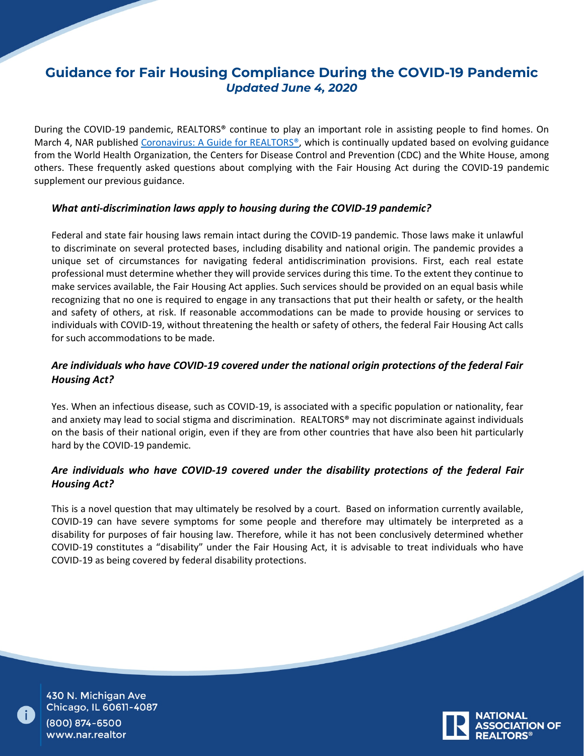# Guidance for Fair Housing Compliance During the COVID-19 Pandemic

***Updated June 4, 2020***

During the COVID-19 pandemic, REALTORS® continue to play an important role in assisting people to find homes. On March 4, NAR published [Coronavirus: A Guide for REALTORS®](), which is continually updated based on evolving guidance from the World Health Organization, the Centers for Disease Control and Prevention (CDC) and the White House, among others. These frequently asked questions about complying with the Fair Housing Act during the COVID-19 pandemic supplement our previous guidance.

### *What anti-discrimination laws apply to housing during the COVID-19 pandemic?*

Federal and state fair housing laws remain intact during the COVID-19 pandemic. Those laws make it unlawful to discriminate on several protected bases, including disability and national origin. The pandemic provides a unique set of circumstances for navigating federal antidiscrimination provisions. First, each real estate professional must determine whether they will provide services during this time. To the extent they continue to make services available, the Fair Housing Act applies. Such services should be provided on an equal basis while recognizing that no one is required to engage in any transactions that put their health or safety, or the health and safety of others, at risk. If reasonable accommodations can be made to provide housing or services to individuals with COVID-19, without threatening the health or safety of others, the federal Fair Housing Act calls for such accommodations to be made.

### *Are individuals who have COVID-19 covered under the national origin protections of the federal Fair Housing Act?*

Yes. When an infectious disease, such as COVID-19, is associated with a specific population or nationality, fear and anxiety may lead to social stigma and discrimination. REALTORS® may not discriminate against individuals on the basis of their national origin, even if they are from other countries that have also been hit particularly hard by the COVID-19 pandemic.

### *Are individuals who have COVID-19 covered under the disability protections of the federal Fair Housing Act?*

This is a novel question that may ultimately be resolved by a court. Based on information currently available, COVID-19 can have severe symptoms for some people and therefore may ultimately be interpreted as a disability for purposes of fair housing law. Therefore, while it has not been conclusively determined whether COVID-19 constitutes a "disability" under the Fair Housing Act, it is advisable to treat individuals who have COVID-19 as being covered by federal disability protections.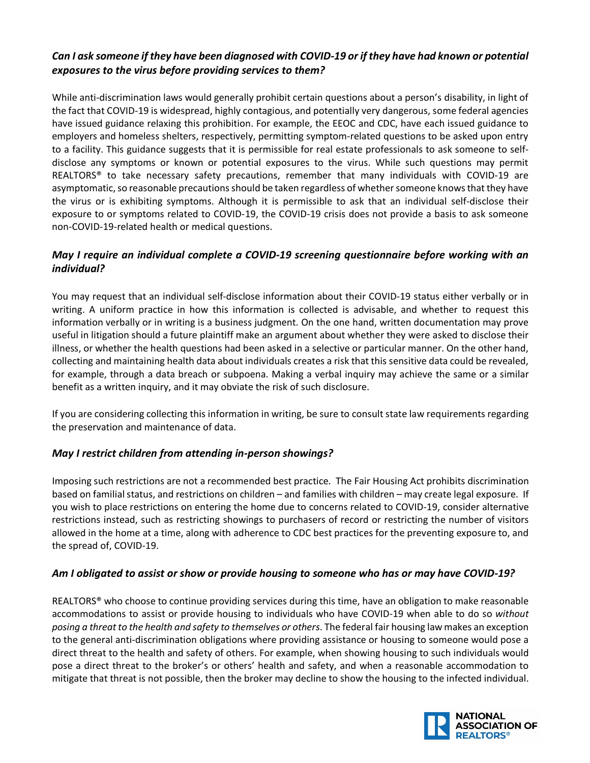### *Can I ask someone if they have been diagnosed with COVID-19 or if they have had known or potential exposures to the virus before providing services to them?*

While anti-discrimination laws would generally prohibit certain questions about a person's disability, in light of the fact that COVID-19 is widespread, highly contagious, and potentially very dangerous, some federal agencies have issued guidance relaxing this prohibition. For example, the EEOC and CDC, have each issued guidance to employers and homeless shelters, respectively, permitting symptom-related questions to be asked upon entry to a facility. This guidance suggests that it is permissible for real estate professionals to ask someone to self-disclose any symptoms or known or potential exposures to the virus. While such questions may permit REALTORS® to take necessary safety precautions, remember that many individuals with COVID-19 are asymptomatic, so reasonable precautions should be taken regardless of whether someone knows that they have the virus or is exhibiting symptoms. Although it is permissible to ask that an individual self-disclose their exposure to or symptoms related to COVID-19, the COVID-19 crisis does not provide a basis to ask someone non-COVID-19-related health or medical questions.

### *May I require an individual complete a COVID-19 screening questionnaire before working with an individual?*

You may request that an individual self-disclose information about their COVID-19 status either verbally or in writing. A uniform practice in how this information is collected is advisable, and whether to request this information verbally or in writing is a business judgment. On the one hand, written documentation may prove useful in litigation should a future plaintiff make an argument about whether they were asked to disclose their illness, or whether the health questions had been asked in a selective or particular manner. On the other hand, collecting and maintaining health data about individuals creates a risk that this sensitive data could be revealed, for example, through a data breach or subpoena. Making a verbal inquiry may achieve the same or a similar benefit as a written inquiry, and it may obviate the risk of such disclosure.

If you are considering collecting this information in writing, be sure to consult state law requirements regarding the preservation and maintenance of data.

### *May I restrict children from attending in-person showings?*

Imposing such restrictions are not a recommended best practice. The Fair Housing Act prohibits discrimination based on familial status, and restrictions on children – and families with children – may create legal exposure. If you wish to place restrictions on entering the home due to concerns related to COVID-19, consider alternative restrictions instead, such as restricting showings to purchasers of record or restricting the number of visitors allowed in the home at a time, along with adherence to CDC best practices for the preventing exposure to, and the spread of, COVID-19.

### *Am I obligated to assist or show or provide housing to someone who has or may have COVID-19?*

REALTORS® who choose to continue providing services during this time, have an obligation to make reasonable accommodations to assist or provide housing to individuals who have COVID-19 when able to do so *without posing a threat to the health and safety to themselves or others*. The federal fair housing law makes an exception to the general anti-discrimination obligations where providing assistance or housing to someone would pose a direct threat to the health and safety of others. For example, when showing housing to such individuals would pose a direct threat to the broker's or others' health and safety, and when a reasonable accommodation to mitigate that threat is not possible, then the broker may decline to show the housing to the infected individual.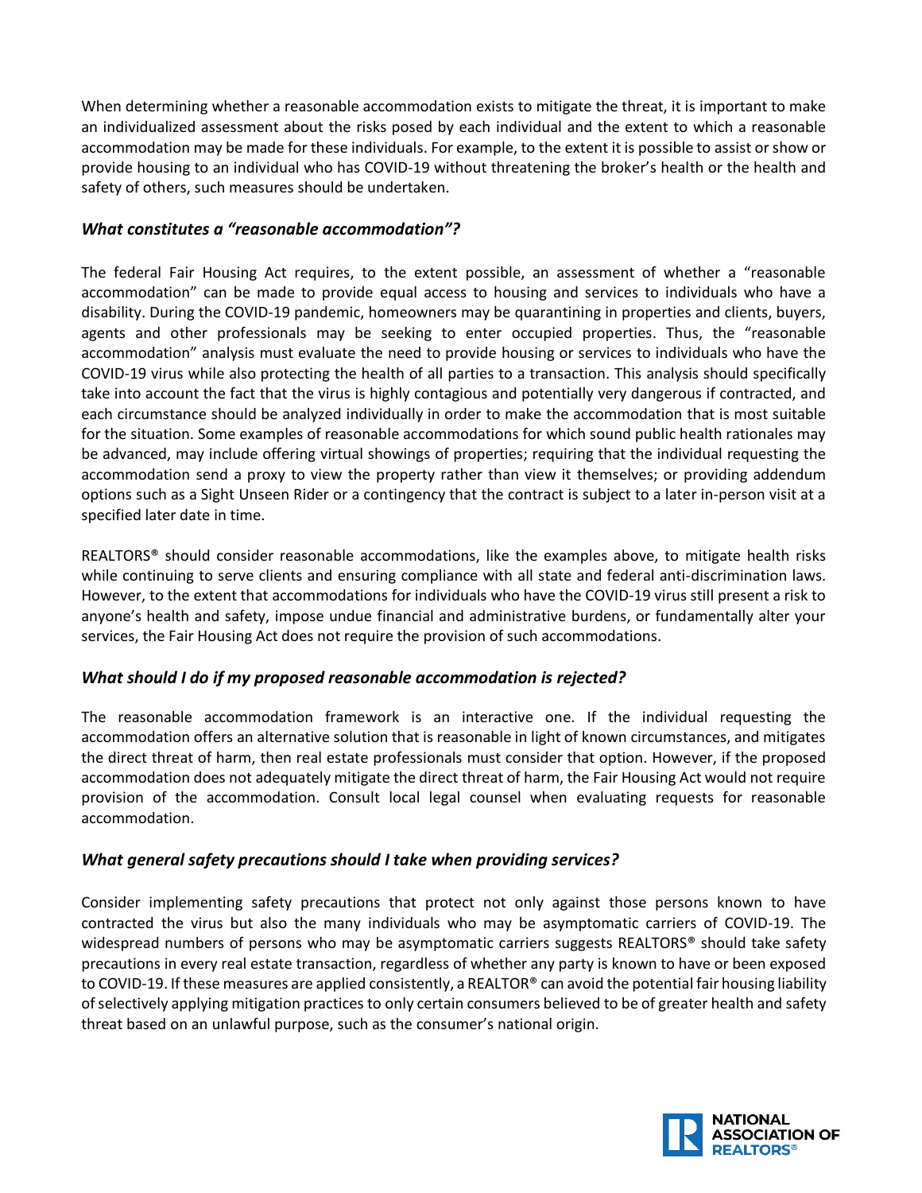When determining whether a reasonable accommodation exists to mitigate the threat, it is important to make an individualized assessment about the risks posed by each individual and the extent to which a reasonable accommodation may be made for these individuals. For example, to the extent it is possible to assist or show or provide housing to an individual who has COVID-19 without threatening the broker's health or the health and safety of others, such measures should be undertaken.

### *What constitutes a "reasonable accommodation"?*

The federal Fair Housing Act requires, to the extent possible, an assessment of whether a "reasonable accommodation" can be made to provide equal access to housing and services to individuals who have a disability. During the COVID-19 pandemic, homeowners may be quarantining in properties and clients, buyers, agents and other professionals may be seeking to enter occupied properties. Thus, the "reasonable accommodation" analysis must evaluate the need to provide housing or services to individuals who have the COVID-19 virus while also protecting the health of all parties to a transaction. This analysis should specifically take into account the fact that the virus is highly contagious and potentially very dangerous if contracted, and each circumstance should be analyzed individually in order to make the accommodation that is most suitable for the situation. Some examples of reasonable accommodations for which sound public health rationales may be advanced, may include offering virtual showings of properties; requiring that the individual requesting the accommodation send a proxy to view the property rather than view it themselves; or providing addendum options such as a Sight Unseen Rider or a contingency that the contract is subject to a later in-person visit at a specified later date in time.

REALTORS® should consider reasonable accommodations, like the examples above, to mitigate health risks while continuing to serve clients and ensuring compliance with all state and federal anti-discrimination laws. However, to the extent that accommodations for individuals who have the COVID-19 virus still present a risk to anyone's health and safety, impose undue financial and administrative burdens, or fundamentally alter your services, the Fair Housing Act does not require the provision of such accommodations.

### *What should I do if my proposed reasonable accommodation is rejected?*

The reasonable accommodation framework is an interactive one. If the individual requesting the accommodation offers an alternative solution that is reasonable in light of known circumstances, and mitigates the direct threat of harm, then real estate professionals must consider that option. However, if the proposed accommodation does not adequately mitigate the direct threat of harm, the Fair Housing Act would not require provision of the accommodation. Consult local legal counsel when evaluating requests for reasonable accommodation.

### *What general safety precautions should I take when providing services?*

Consider implementing safety precautions that protect not only against those persons known to have contracted the virus but also the many individuals who may be asymptomatic carriers of COVID-19. The widespread numbers of persons who may be asymptomatic carriers suggests REALTORS® should take safety precautions in every real estate transaction, regardless of whether any party is known to have or been exposed to COVID-19. If these measures are applied consistently, a REALTOR® can avoid the potential fair housing liability of selectively applying mitigation practices to only certain consumers believed to be of greater health and safety threat based on an unlawful purpose, such as the consumer's national origin.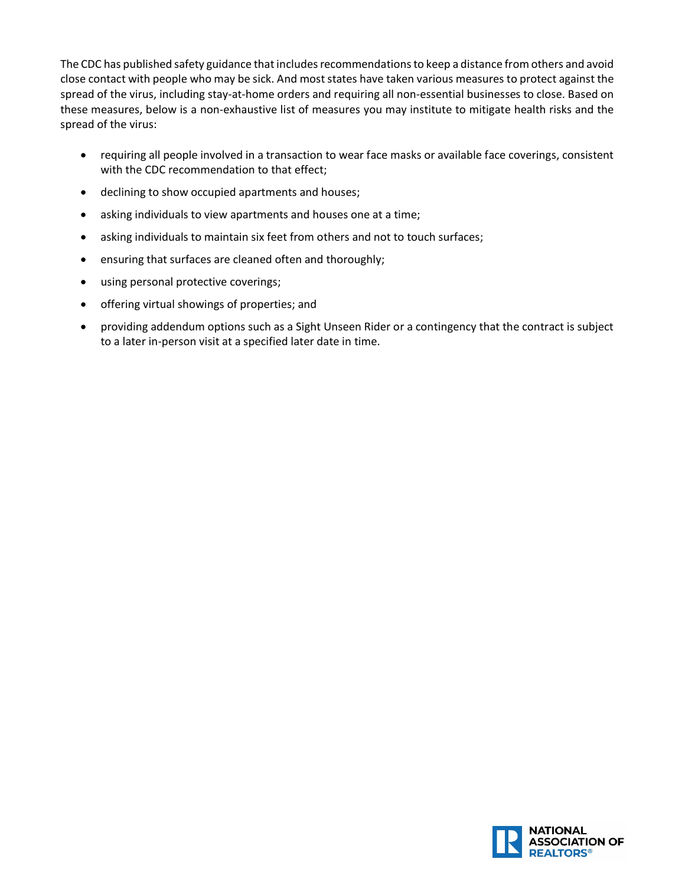The CDC has published safety guidance that includes recommendations to keep a distance from others and avoid close contact with people who may be sick. And most states have taken various measures to protect against the spread of the virus, including stay-at-home orders and requiring all non-essential businesses to close. Based on these measures, below is a non-exhaustive list of measures you may institute to mitigate health risks and the spread of the virus:

- requiring all people involved in a transaction to wear face masks or available face coverings, consistent with the CDC recommendation to that effect;
- declining to show occupied apartments and houses;
- asking individuals to view apartments and houses one at a time;
- asking individuals to maintain six feet from others and not to touch surfaces;
- ensuring that surfaces are cleaned often and thoroughly;
- using personal protective coverings;
- offering virtual showings of properties; and
- providing addendum options such as a Sight Unseen Rider or a contingency that the contract is subject to a later in-person visit at a specified later date in time.